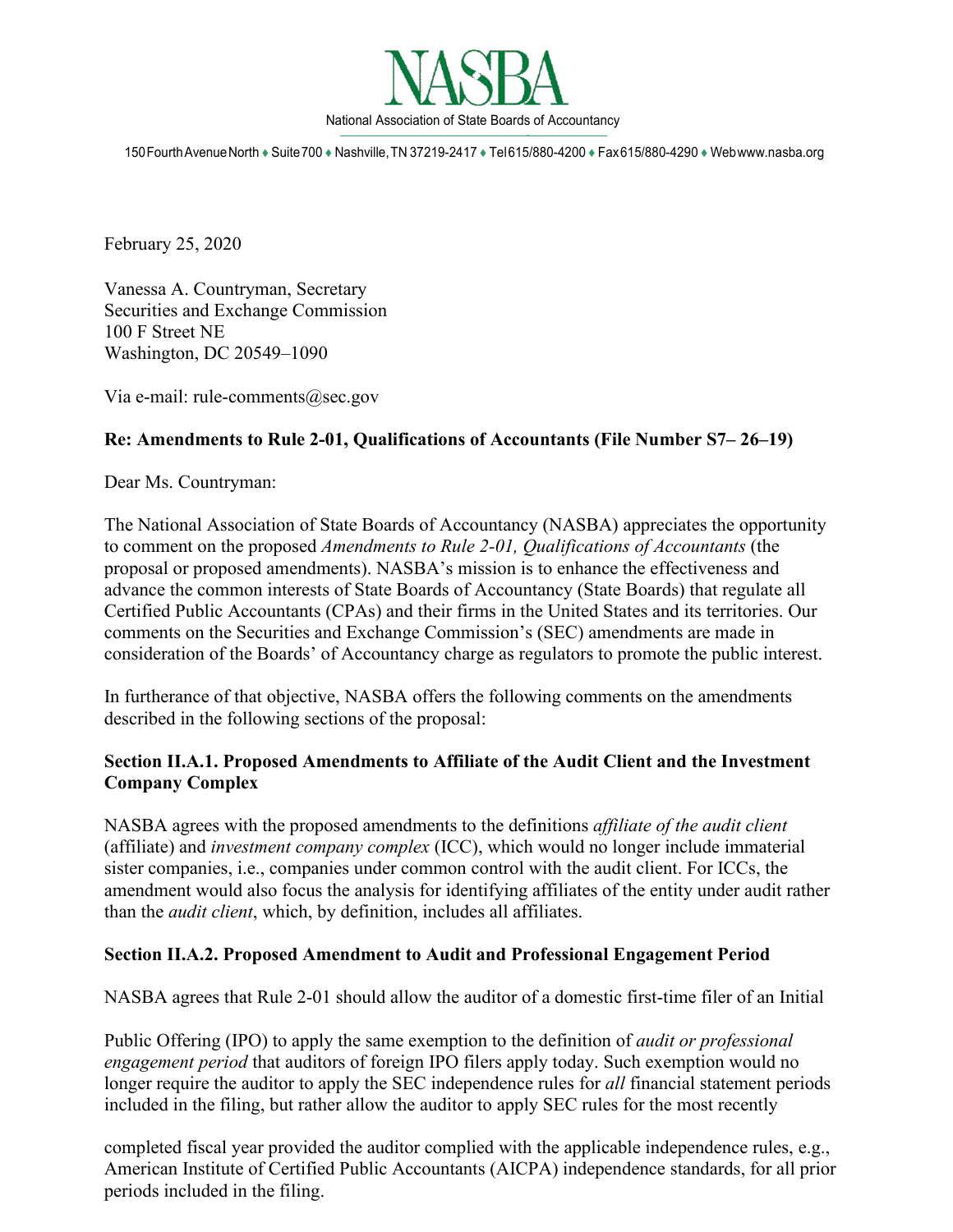NASBA

National Association of State Boards of Accountancy

150 Fourth Avenue North ♦ Suite 700 ♦ Nashville, TN 37219-2417 ♦ Tel 615/880-4200 ♦ Fax 615/880-4290 ♦ Web www.nasba.org

February 25, 2020

Vanessa A. Countryman, Secretary
Securities and Exchange Commission
100 F Street NE
Washington, DC 20549–1090

Via e-mail: rule-comments@sec.gov

**Re: Amendments to Rule 2-01, Qualifications of Accountants (File Number S7– 26–19)**

Dear Ms. Countryman:

The National Association of State Boards of Accountancy (NASBA) appreciates the opportunity to comment on the proposed *Amendments to Rule 2-01, Qualifications of Accountants* (the proposal or proposed amendments). NASBA's mission is to enhance the effectiveness and advance the common interests of State Boards of Accountancy (State Boards) that regulate all Certified Public Accountants (CPAs) and their firms in the United States and its territories. Our comments on the Securities and Exchange Commission's (SEC) amendments are made in consideration of the Boards' of Accountancy charge as regulators to promote the public interest.

In furtherance of that objective, NASBA offers the following comments on the amendments described in the following sections of the proposal:

**Section II.A.1. Proposed Amendments to Affiliate of the Audit Client and the Investment Company Complex**

NASBA agrees with the proposed amendments to the definitions *affiliate of the audit client* (affiliate) and *investment company complex* (ICC), which would no longer include immaterial sister companies, i.e., companies under common control with the audit client. For ICCs, the amendment would also focus the analysis for identifying affiliates of the entity under audit rather than the *audit client*, which, by definition, includes all affiliates.

**Section II.A.2. Proposed Amendment to Audit and Professional Engagement Period**

NASBA agrees that Rule 2-01 should allow the auditor of a domestic first-time filer of an Initial Public Offering (IPO) to apply the same exemption to the definition of *audit or professional engagement period* that auditors of foreign IPO filers apply today. Such exemption would no longer require the auditor to apply the SEC independence rules for *all* financial statement periods included in the filing, but rather allow the auditor to apply SEC rules for the most recently completed fiscal year provided the auditor complied with the applicable independence rules, e.g., American Institute of Certified Public Accountants (AICPA) independence standards, for all prior periods included in the filing.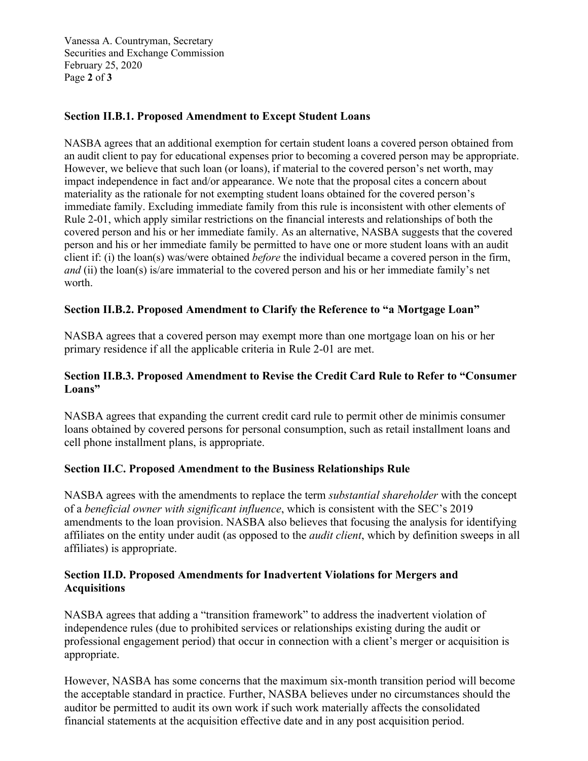### Section II.B.1. Proposed Amendment to Except Student Loans

NASBA agrees that an additional exemption for certain student loans a covered person obtained from an audit client to pay for educational expenses prior to becoming a covered person may be appropriate. However, we believe that such loan (or loans), if material to the covered person's net worth, may impact independence in fact and/or appearance. We note that the proposal cites a concern about materiality as the rationale for not exempting student loans obtained for the covered person's immediate family. Excluding immediate family from this rule is inconsistent with other elements of Rule 2-01, which apply similar restrictions on the financial interests and relationships of both the covered person and his or her immediate family. As an alternative, NASBA suggests that the covered person and his or her immediate family be permitted to have one or more student loans with an audit client if: (i) the loan(s) was/were obtained *before* the individual became a covered person in the firm, *and* (ii) the loan(s) is/are immaterial to the covered person and his or her immediate family's net worth.

### Section II.B.2. Proposed Amendment to Clarify the Reference to "a Mortgage Loan"

NASBA agrees that a covered person may exempt more than one mortgage loan on his or her primary residence if all the applicable criteria in Rule 2-01 are met.

### Section II.B.3. Proposed Amendment to Revise the Credit Card Rule to Refer to "Consumer Loans"

NASBA agrees that expanding the current credit card rule to permit other de minimis consumer loans obtained by covered persons for personal consumption, such as retail installment loans and cell phone installment plans, is appropriate.

### Section II.C. Proposed Amendment to the Business Relationships Rule

NASBA agrees with the amendments to replace the term *substantial shareholder* with the concept of a *beneficial owner with significant influence*, which is consistent with the SEC's 2019 amendments to the loan provision. NASBA also believes that focusing the analysis for identifying affiliates on the entity under audit (as opposed to the *audit client*, which by definition sweeps in all affiliates) is appropriate.

### Section II.D. Proposed Amendments for Inadvertent Violations for Mergers and Acquisitions

NASBA agrees that adding a "transition framework" to address the inadvertent violation of independence rules (due to prohibited services or relationships existing during the audit or professional engagement period) that occur in connection with a client's merger or acquisition is appropriate.

However, NASBA has some concerns that the maximum six-month transition period will become the acceptable standard in practice. Further, NASBA believes under no circumstances should the auditor be permitted to audit its own work if such work materially affects the consolidated financial statements at the acquisition effective date and in any post acquisition period.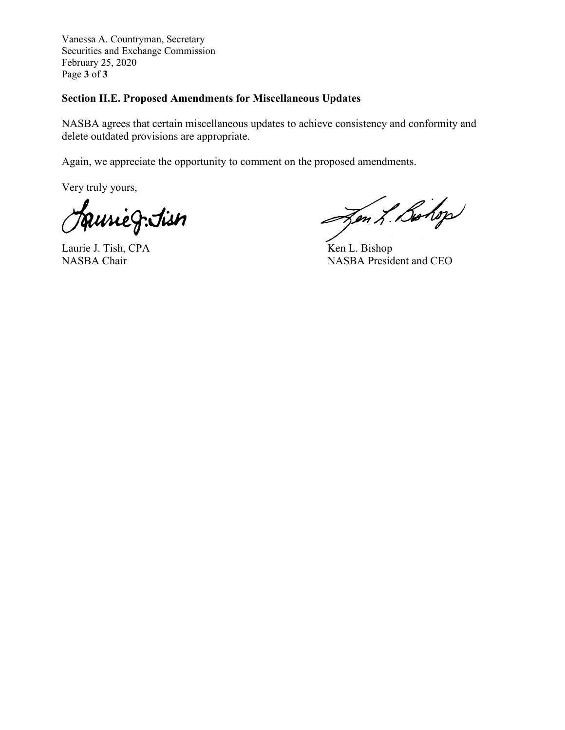## Section II.E. Proposed Amendments for Miscellaneous Updates

NASBA agrees that certain miscellaneous updates to achieve consistency and conformity and delete outdated provisions are appropriate.

Again, we appreciate the opportunity to comment on the proposed amendments.

Very truly yours,

Laurie J. Tish, CPA
NASBA Chair

Ken L. Bishop
NASBA President and CEO